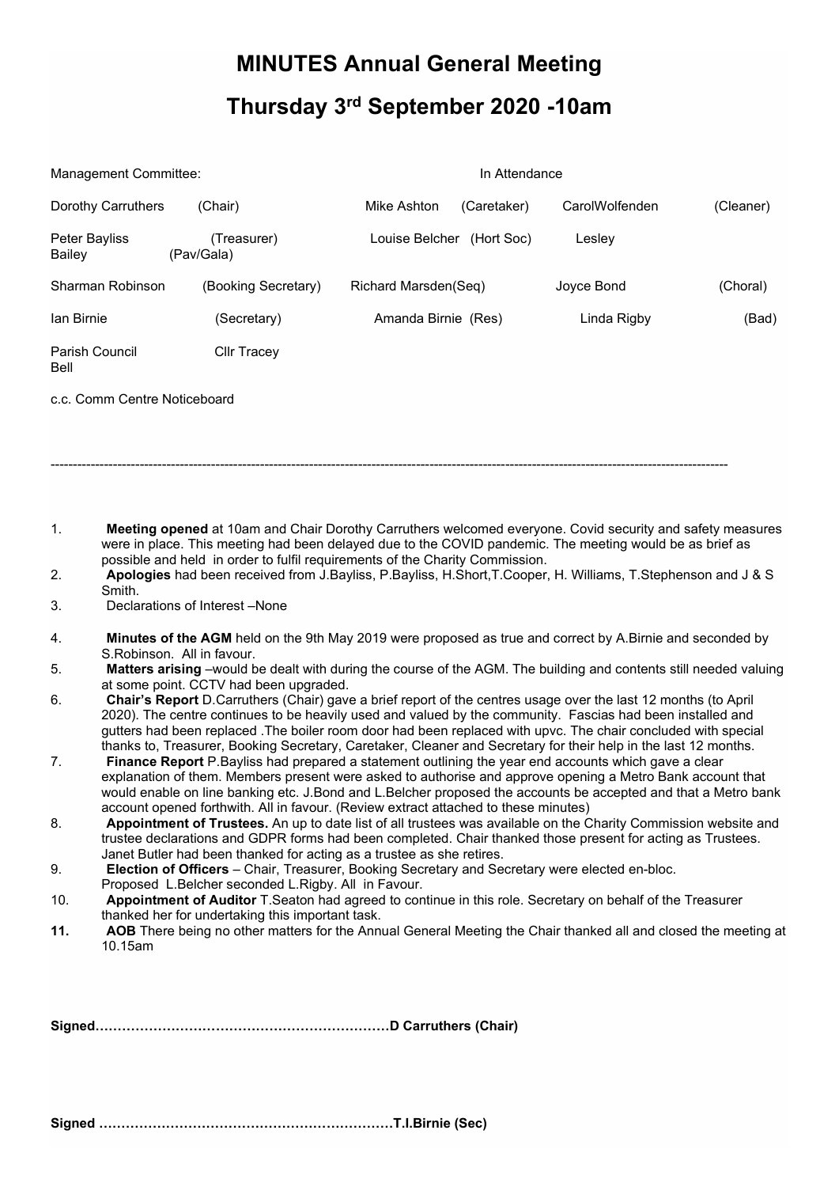# MINUTES Annual General Meeting

# Thursday 3rd September 2020 -10am

| Management Committee: | | In Attendance | | | |
|---|---|---|---|---|---|
| Dorothy Carruthers | (Chair) | Mike Ashton | (Caretaker) | CarolWolfenden | (Cleaner) |
| Peter Bayliss | (Treasurer) | Louise Belcher | (Hort Soc) | Lesley Bailey | (Pav/Gala) |
| Sharman Robinson | (Booking Secretary) | Richard Marsden(Seq) | | Joyce Bond | (Choral) |
| Ian Birnie | (Secretary) | Amanda Birnie | (Res) | Linda Rigby | (Bad) |
| Parish Council | Cllr Tracey Bell | | | | |

c.c. Comm Centre Noticeboard

---

1. **Meeting opened** at 10am and Chair Dorothy Carruthers welcomed everyone. Covid security and safety measures were in place. This meeting had been delayed due to the COVID pandemic. The meeting would be as brief as possible and held in order to fulfil requirements of the Charity Commission.
2. **Apologies** had been received from J.Bayliss, P.Bayliss, H.Short,T.Cooper, H. Williams, T.Stephenson and J & S Smith.
3. Declarations of Interest –None
4. **Minutes of the AGM** held on the 9th May 2019 were proposed as true and correct by A.Birnie and seconded by S.Robinson. All in favour.
5. **Matters arising** –would be dealt with during the course of the AGM. The building and contents still needed valuing at some point. CCTV had been upgraded.
6. **Chair's Report** D.Carruthers (Chair) gave a brief report of the centres usage over the last 12 months (to April 2020). The centre continues to be heavily used and valued by the community. Fascias had been installed and gutters had been replaced .The boiler room door had been replaced with upvc. The chair concluded with special thanks to, Treasurer, Booking Secretary, Caretaker, Cleaner and Secretary for their help in the last 12 months.
7. **Finance Report** P.Bayliss had prepared a statement outlining the year end accounts which gave a clear explanation of them. Members present were asked to authorise and approve opening a Metro Bank account that would enable on line banking etc. J.Bond and L.Belcher proposed the accounts be accepted and that a Metro bank account opened forthwith. All in favour. (Review extract attached to these minutes)
8. **Appointment of Trustees.** An up to date list of all trustees was available on the Charity Commission website and trustee declarations and GDPR forms had been completed. Chair thanked those present for acting as Trustees. Janet Butler had been thanked for acting as a trustee as she retires.
9. **Election of Officers** – Chair, Treasurer, Booking Secretary and Secretary were elected en-bloc. Proposed L.Belcher seconded L.Rigby. All in Favour.
10. **Appointment of Auditor** T.Seaton had agreed to continue in this role. Secretary on behalf of the Treasurer thanked her for undertaking this important task.
11. **AOB** There being no other matters for the Annual General Meeting the Chair thanked all and closed the meeting at 10.15am

**Signed…………………………………………………………D Carruthers (Chair)**

**Signed …………………………………………………………T.I.Birnie (Sec)**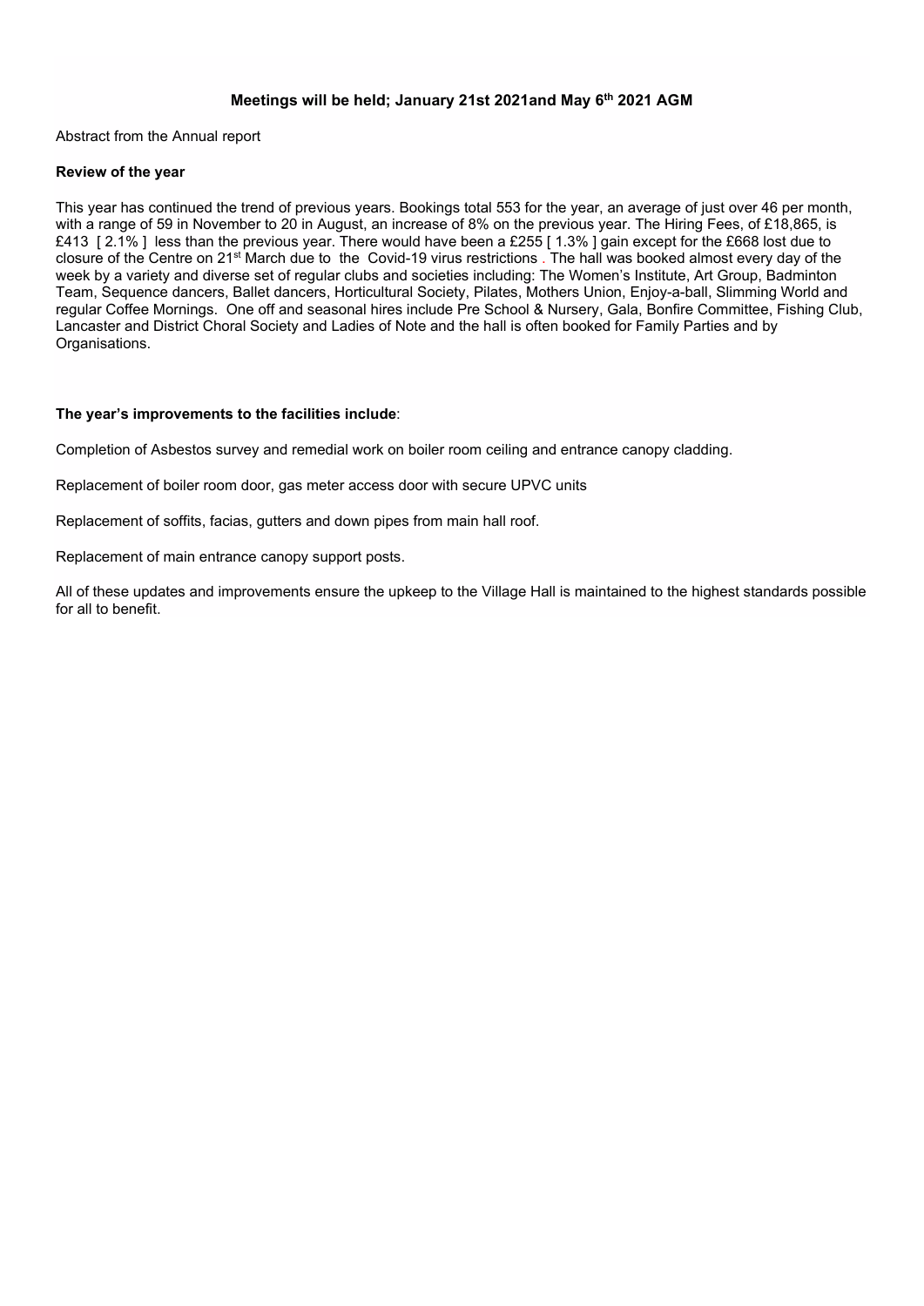**Meetings will be held; January 21st 2021and May 6th 2021 AGM**

Abstract from the Annual report

**Review of the year**

This year has continued the trend of previous years. Bookings total 553 for the year, an average of just over 46 per month, with a range of 59 in November to 20 in August, an increase of 8% on the previous year. The Hiring Fees, of £18,865, is £413 [ 2.1% ] less than the previous year. There would have been a £255 [ 1.3% ] gain except for the £668 lost due to closure of the Centre on 21st March due to the Covid-19 virus restrictions . The hall was booked almost every day of the week by a variety and diverse set of regular clubs and societies including: The Women's Institute, Art Group, Badminton Team, Sequence dancers, Ballet dancers, Horticultural Society, Pilates, Mothers Union, Enjoy-a-ball, Slimming World and regular Coffee Mornings. One off and seasonal hires include Pre School & Nursery, Gala, Bonfire Committee, Fishing Club, Lancaster and District Choral Society and Ladies of Note and the hall is often booked for Family Parties and by Organisations.

**The year's improvements to the facilities include**:

Completion of Asbestos survey and remedial work on boiler room ceiling and entrance canopy cladding.

Replacement of boiler room door, gas meter access door with secure UPVC units

Replacement of soffits, facias, gutters and down pipes from main hall roof.

Replacement of main entrance canopy support posts.

All of these updates and improvements ensure the upkeep to the Village Hall is maintained to the highest standards possible for all to benefit.